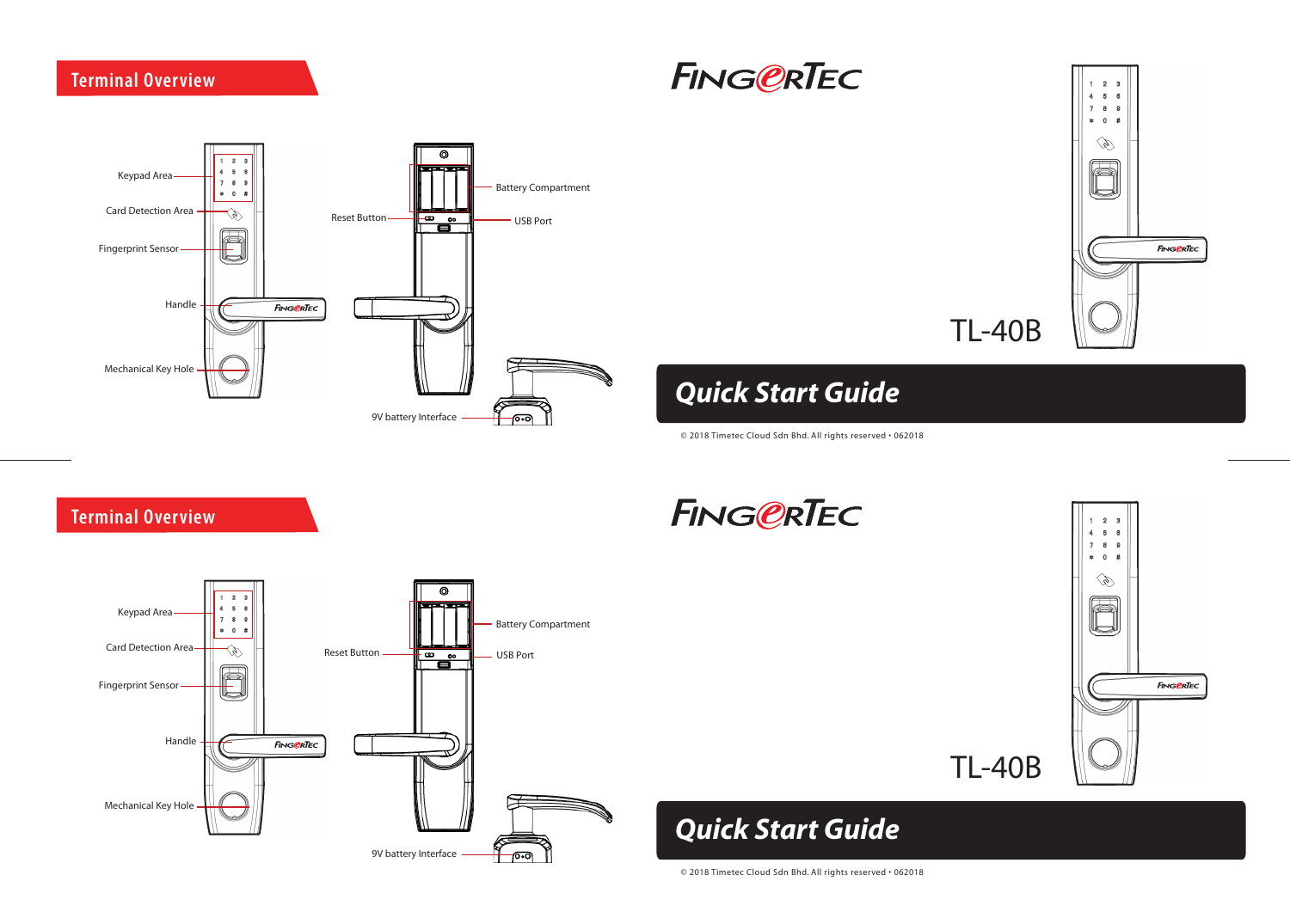## Terminal Overview

Keypad Area

Card Detection Area

Fingerprint Sensor

Handle

Mechanical Key Hole

Reset Button

Battery Compartment

USB Port

9V battery Interface

# FINGERTEC

TL-40B

# Quick Start Guide

© 2018 Timetec Cloud Sdn Bhd. All rights reserved • 062018

## Terminal Overview

Keypad Area

Card Detection Area

Fingerprint Sensor

Handle

Mechanical Key Hole

Reset Button

Battery Compartment

USB Port

9V battery Interface

# FINGERTEC

TL-40B

# Quick Start Guide

© 2018 Timetec Cloud Sdn Bhd. All rights reserved • 062018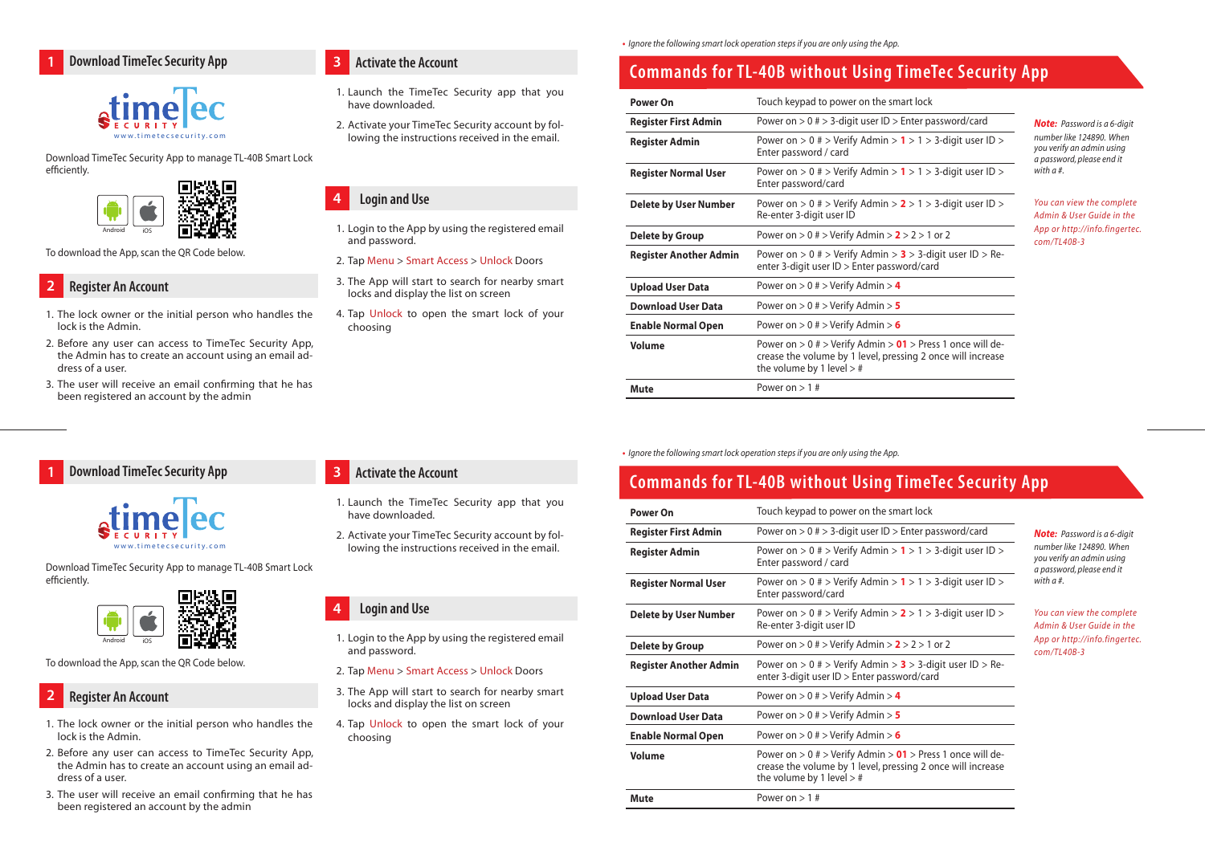## 1 Download TimeTec Security App

Download TimeTec Security App to manage TL-40B Smart Lock efficiently.

Android iOS

To download the App, scan the QR Code below.

## 2 Register An Account

1. The lock owner or the initial person who handles the lock is the Admin.
2. Before any user can access to TimeTec Security App, the Admin has to create an account using an email address of a user.
3. The user will receive an email confirming that he has been registered an account by the admin

## 3 Activate the Account

1. Launch the TimeTec Security app that you have downloaded.
2. Activate your TimeTec Security account by following the instructions received in the email.

## 4 Login and Use

1. Login to the App by using the registered email and password.
2. Tap Menu > Smart Access > Unlock Doors
3. The App will start to search for nearby smart locks and display the list on screen
4. Tap Unlock to open the smart lock of your choosing

• *Ignore the following smart lock operation steps if you are only using the App.*

## Commands for TL-40B without Using TimeTec Security App

| | |
|---|---|
| **Power On** | Touch keypad to power on the smart lock |
| **Register First Admin** | Power on > 0 # > 3-digit user ID > Enter password/card |
| **Register Admin** | Power on > 0 # > Verify Admin > **1** > 1 > 3-digit user ID > Enter password / card |
| **Register Normal User** | Power on > 0 # > Verify Admin > **1** > 1 > 3-digit user ID > Enter password/card |
| **Delete by User Number** | Power on > 0 # > Verify Admin > **2** > 1 > 3-digit user ID > Re-enter 3-digit user ID |
| **Delete by Group** | Power on > 0 # > Verify Admin > **2** > 2 > 1 or 2 |
| **Register Another Admin** | Power on > 0 # > Verify Admin > **3** > 3-digit user ID > Re-enter 3-digit user ID > Enter password/card |
| **Upload User Data** | Power on > 0 # > Verify Admin > **4** |
| **Download User Data** | Power on > 0 # > Verify Admin > **5** |
| **Enable Normal Open** | Power on > 0 # > Verify Admin > **6** |
| **Volume** | Power on > 0 # > Verify Admin > **01** > Press 1 once will decrease the volume by 1 level, pressing 2 once will increase the volume by 1 level > # |
| **Mute** | Power on > 1 # |

***Note:*** *Password is a 6-digit number like 124890. When you verify an admin using a password, please end it with a #.*

*You can view the complete Admin & User Guide in the App or http://info.fingertec.com/TL40B-3*